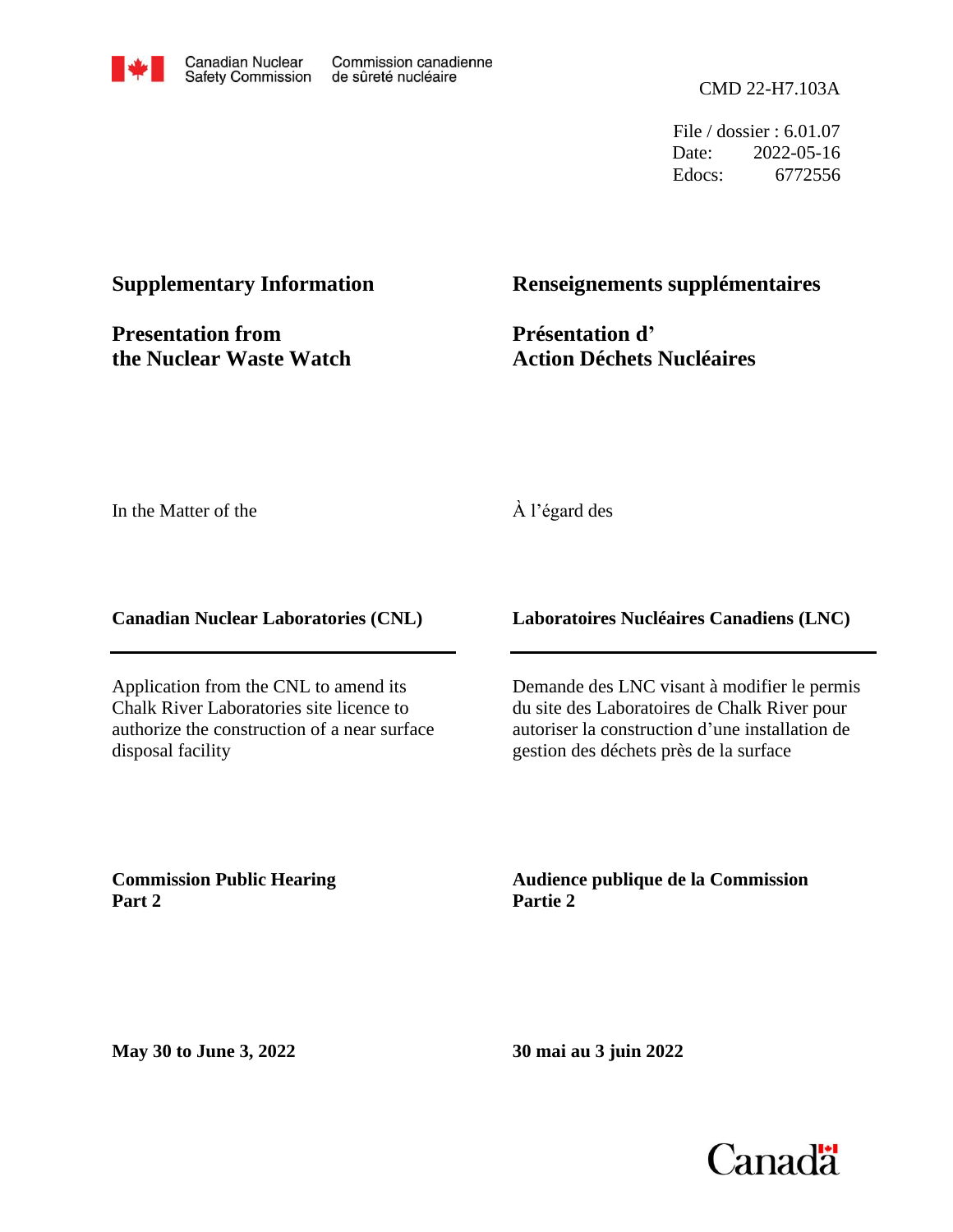Canadian Nuclear Safety Commission / Commission canadienne de sûreté nucléaire

CMD 22-H7.103A

File / dossier : 6.01.07
Date: 2022-05-16
Edocs: 6772556

# Supplementary Information

# Renseignements supplémentaires

## Presentation from the Nuclear Waste Watch

## Présentation d' Action Déchets Nucléaires

In the Matter of the

À l'égard des

**Canadian Nuclear Laboratories (CNL)**

**Laboratoires Nucléaires Canadiens (LNC)**

Application from the CNL to amend its Chalk River Laboratories site licence to authorize the construction of a near surface disposal facility

Demande des LNC visant à modifier le permis du site des Laboratoires de Chalk River pour autoriser la construction d'une installation de gestion des déchets près de la surface

**Commission Public Hearing**
**Part 2**

**Audience publique de la Commission**
**Partie 2**

**May 30 to June 3, 2022**

**30 mai au 3 juin 2022**

Canada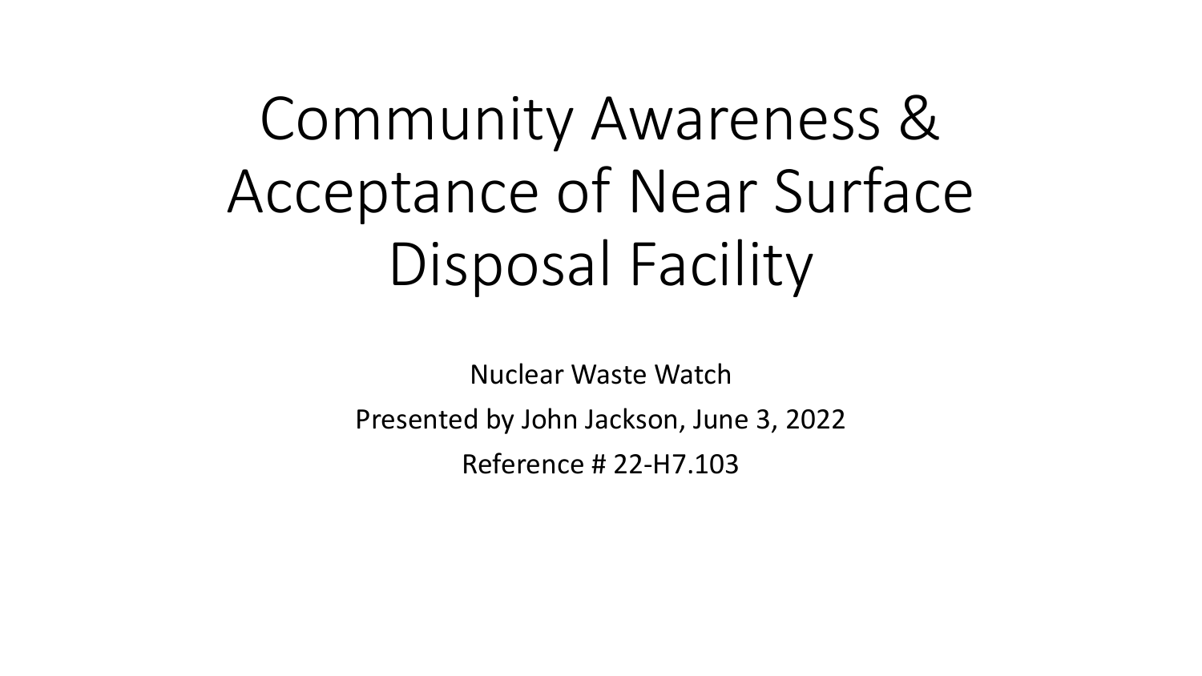# Community Awareness & Acceptance of Near Surface Disposal Facility

Nuclear Waste Watch

Presented by John Jackson, June 3, 2022

Reference # 22-H7.103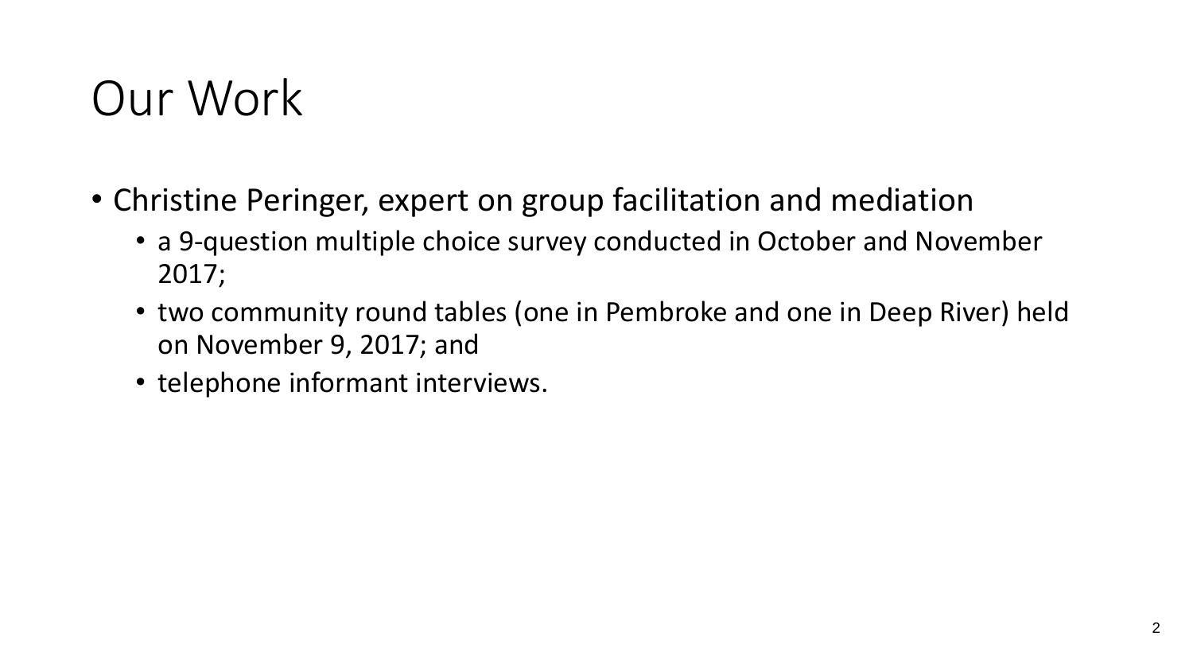# Our Work

- Christine Peringer, expert on group facilitation and mediation
  - a 9-question multiple choice survey conducted in October and November 2017;
  - two community round tables (one in Pembroke and one in Deep River) held on November 9, 2017; and
  - telephone informant interviews.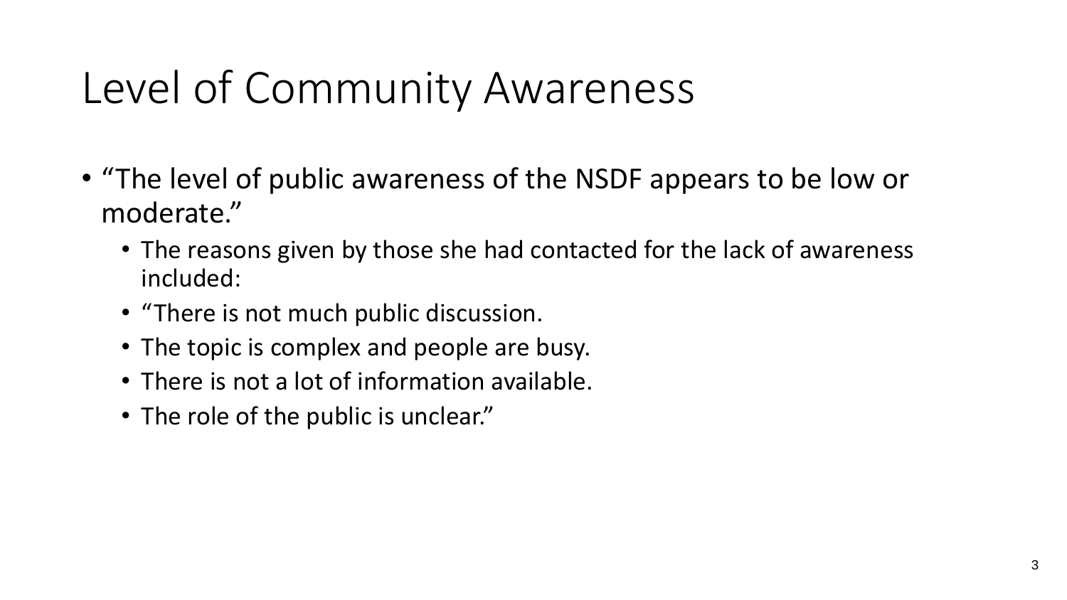# Level of Community Awareness

- "The level of public awareness of the NSDF appears to be low or moderate."
  - The reasons given by those she had contacted for the lack of awareness included:
  - "There is not much public discussion.
  - The topic is complex and people are busy.
  - There is not a lot of information available.
  - The role of the public is unclear."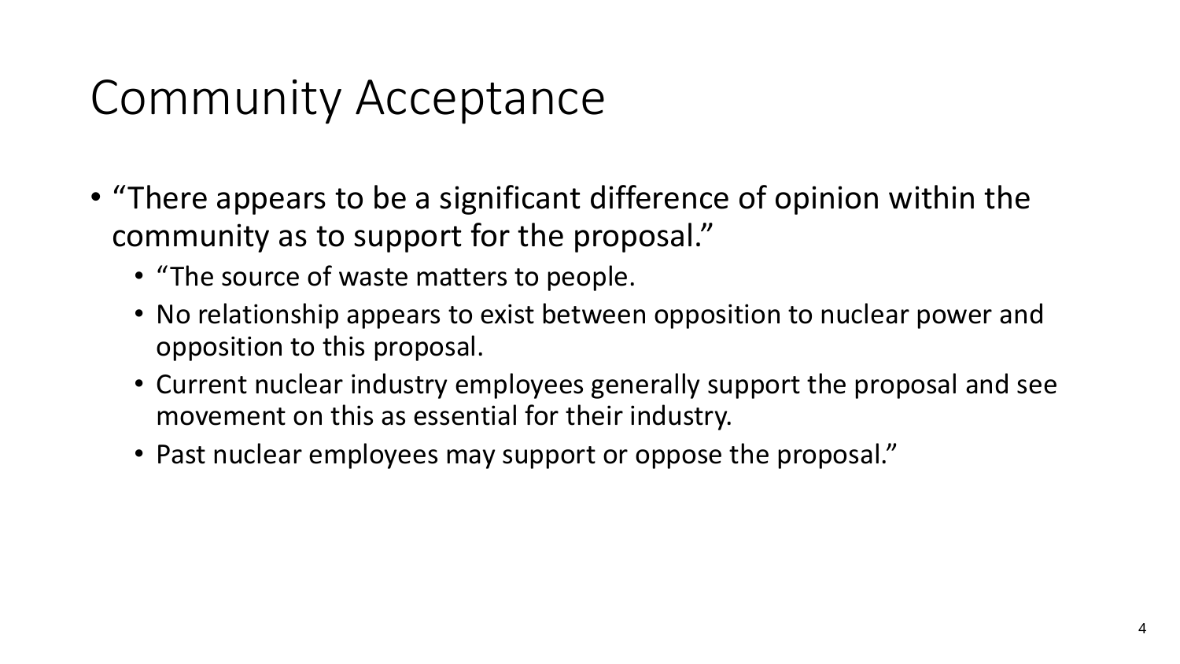# Community Acceptance

- "There appears to be a significant difference of opinion within the community as to support for the proposal."
  - "The source of waste matters to people.
  - No relationship appears to exist between opposition to nuclear power and opposition to this proposal.
  - Current nuclear industry employees generally support the proposal and see movement on this as essential for their industry.
  - Past nuclear employees may support or oppose the proposal."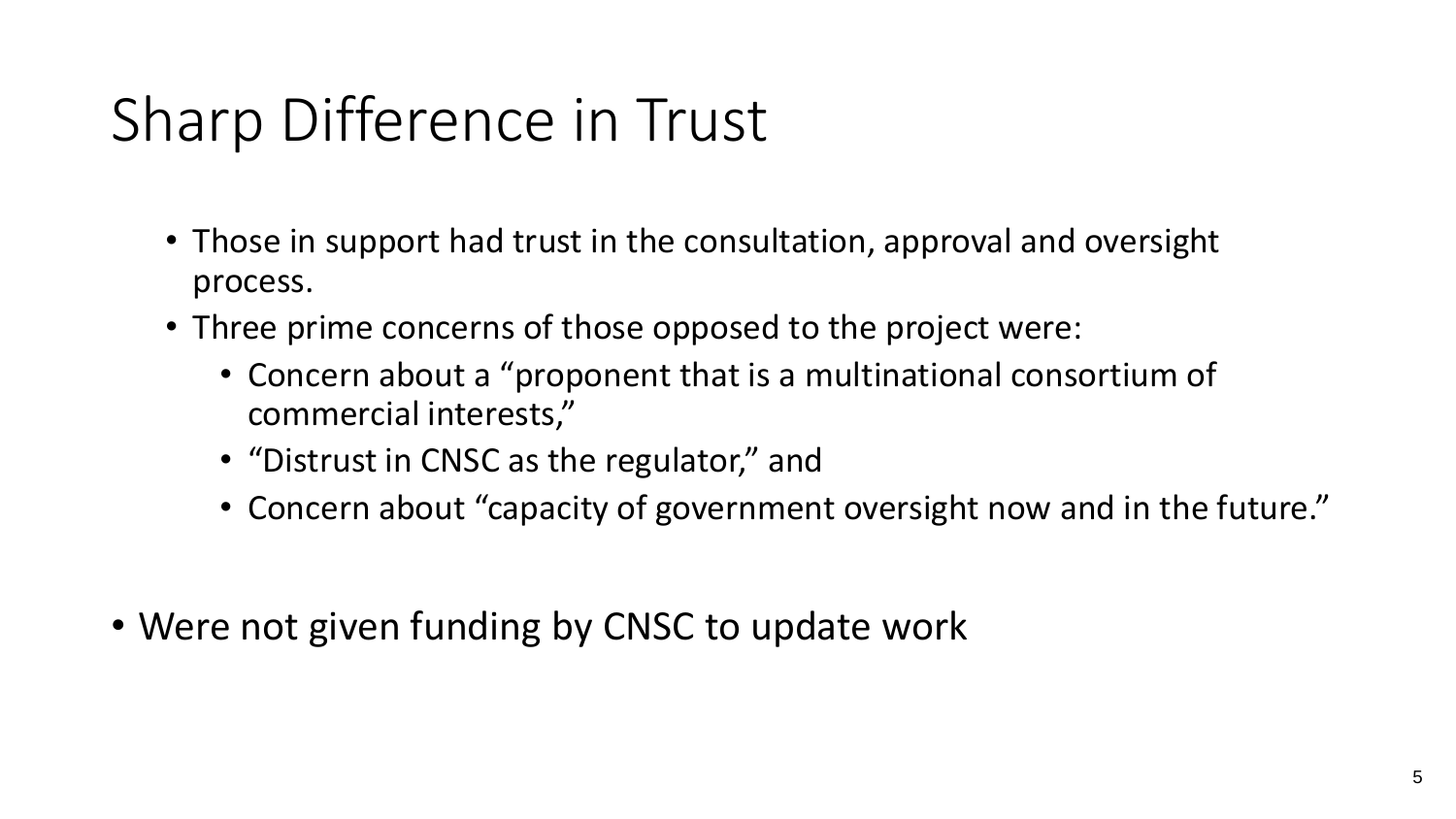# Sharp Difference in Trust

- Those in support had trust in the consultation, approval and oversight process.
- Three prime concerns of those opposed to the project were:
  - Concern about a "proponent that is a multinational consortium of commercial interests,"
  - "Distrust in CNSC as the regulator," and
  - Concern about "capacity of government oversight now and in the future."

- Were not given funding by CNSC to update work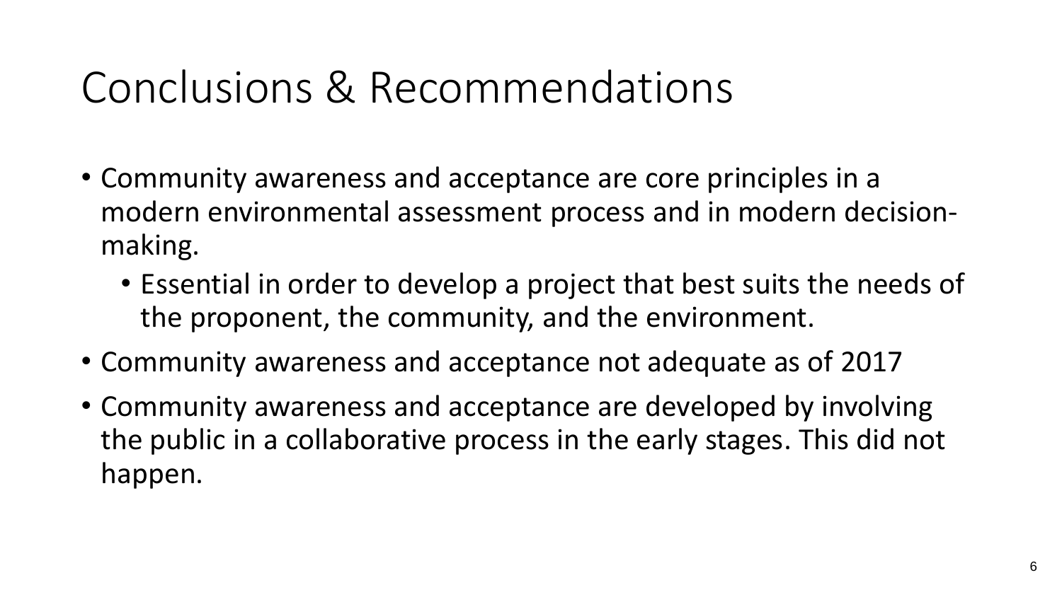# Conclusions & Recommendations

- Community awareness and acceptance are core principles in a modern environmental assessment process and in modern decision-making.
  - Essential in order to develop a project that best suits the needs of the proponent, the community, and the environment.
- Community awareness and acceptance not adequate as of 2017
- Community awareness and acceptance are developed by involving the public in a collaborative process in the early stages. This did not happen.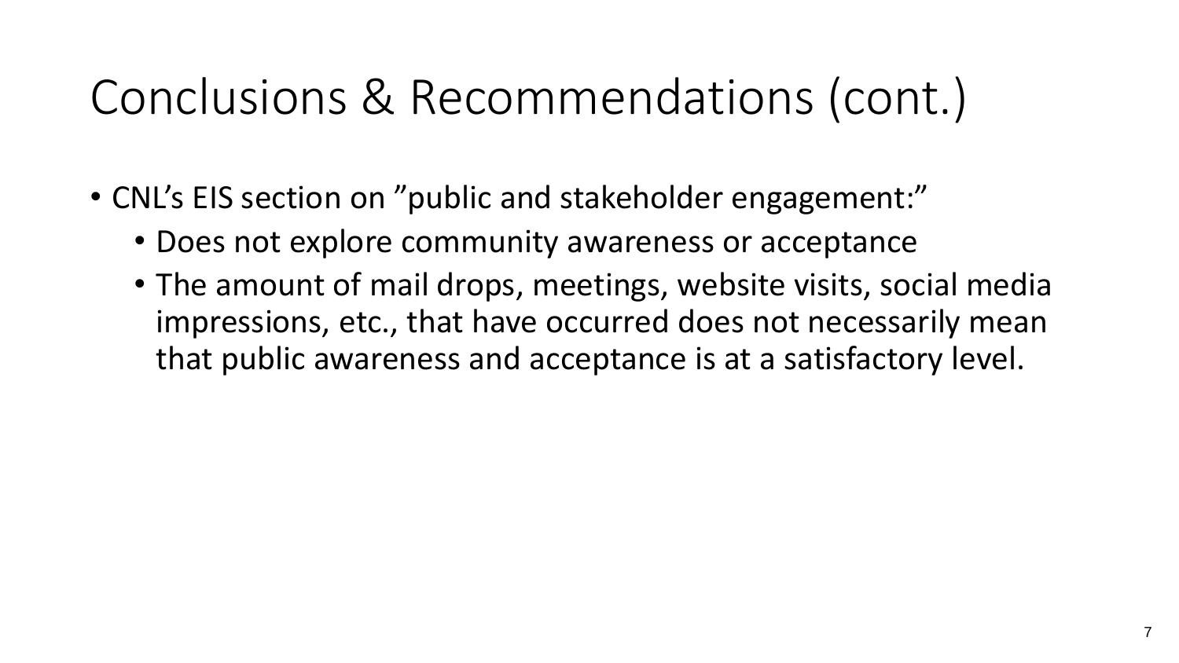# Conclusions & Recommendations (cont.)

- CNL's EIS section on "public and stakeholder engagement:"
  - Does not explore community awareness or acceptance
  - The amount of mail drops, meetings, website visits, social media impressions, etc., that have occurred does not necessarily mean that public awareness and acceptance is at a satisfactory level.